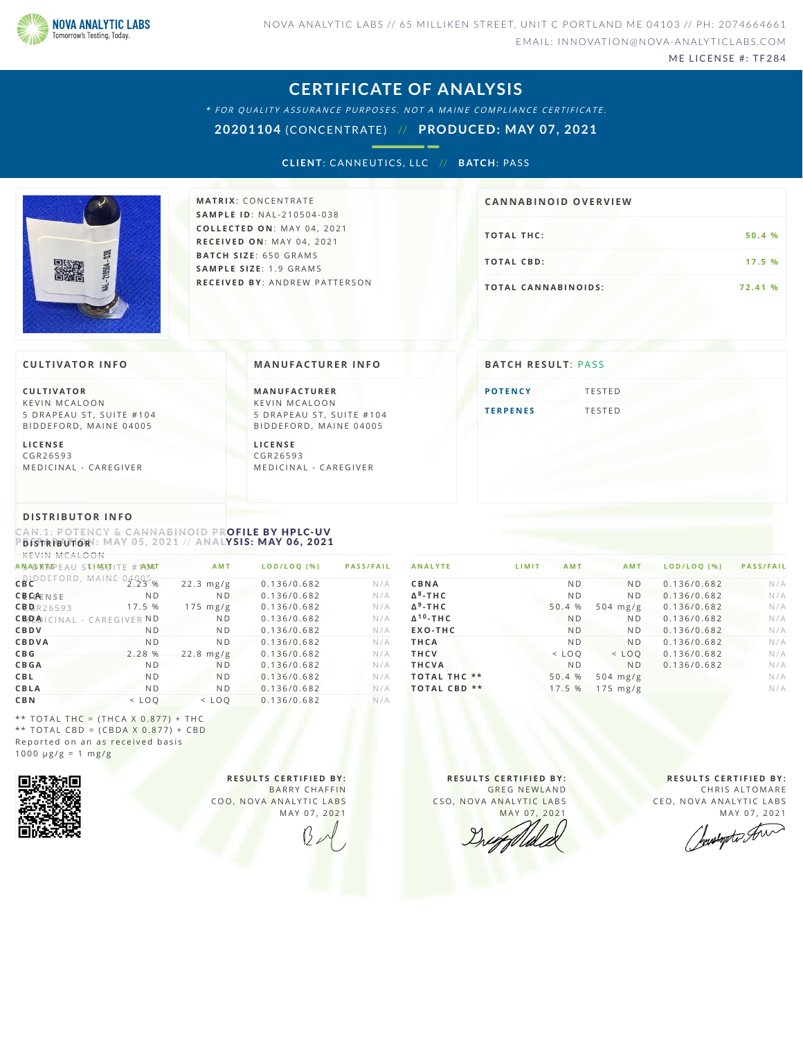NOVA ANALYTIC LABS
Tomorrow's Testing, Today.

NOVA ANALYTIC LABS // 65 MILLIKEN STREET, UNIT C PORTLAND ME 04103 // PH: 2074664661
EMAIL: INNOVATION@NOVA-ANALYTICLABS.COM
ME LICENSE #: TF284

# CERTIFICATE OF ANALYSIS

*\* FOR QUALITY ASSURANCE PURPOSES. NOT A MAINE COMPLIANCE CERTIFICATE.*

**20201106** (CONCENTRATE) // **PRODUCED: MAY 07, 2021**

**CLIENT**: CANNEUTICS, LLC // **BATCH**: PASS

**MATRIX**: CONCENTRATE
**SAMPLE ID**: NAL-210504-038
**COLLECTED ON**: MAY 04, 2021
**RECEIVED ON**: MAY 04, 2021
**BATCH SIZE**: 650 GRAMS
**SAMPLE SIZE**: 1.9 GRAMS
**RECEIVED BY**: ANDREW PATTERSON

## CANNABINOID OVERVIEW

| | |
|---|---|
| TOTAL THC: | 50.4 % |
| TOTAL CBD: | 17.5 % |
| TOTAL CANNABINOIDS: | 72.41 % |

## CULTIVATOR INFO

**CULTIVATOR**
KEVIN MCALOON
5 DRAPEAU ST, SUITE #104
BIDDEFORD, MAINE 04005

**LICENSE**
CGR26593
MEDICINAL - CAREGIVER

## MANUFACTURER INFO

**MANUFACTURER**
KEVIN MCALOON
5 DRAPEAU ST, SUITE #104
BIDDEFORD, MAINE 04005

**LICENSE**
CGR26593
MEDICINAL - CAREGIVER

## BATCH RESULT: PASS

| | |
|---|---|
| POTENCY | TESTED |
| TERPENES | TESTED |

## DISTRIBUTOR INFO

**DISTRIBUTOR**
KEVIN MCALOON
5 DRAPEAU ST, SUITE #104
BIDDEFORD, MAINE 04005

**LICENSE**
CGR26593
MEDICINAL - CAREGIVER

## CAN.1: POTENCY & CANNABINOID PROFILE BY HPLC-UV

PREPARATION: MAY 05, 2021 // ANALYSIS: MAY 06, 2021

| ANALYTE | LIMIT | AMT | AMT | LOD/LOQ (%) | PASS/FAIL |
|---|---|---|---|---|---|
| CBC | | 2.23 % | 22.3 mg/g | 0.136/0.682 | N/A |
| CBCA | | ND | ND | 0.136/0.682 | N/A |
| CBD | | 17.5 % | 175 mg/g | 0.136/0.682 | N/A |
| CBDA | | ND | ND | 0.136/0.682 | N/A |
| CBDV | | ND | ND | 0.136/0.682 | N/A |
| CBDVA | | ND | ND | 0.136/0.682 | N/A |
| CBG | | 2.28 % | 22.8 mg/g | 0.136/0.682 | N/A |
| CBGA | | ND | ND | 0.136/0.682 | N/A |
| CBL | | ND | ND | 0.136/0.682 | N/A |
| CBLA | | ND | ND | 0.136/0.682 | N/A |
| CBN | | < LOQ | < LOQ | 0.136/0.682 | N/A |
| CBNA | | ND | ND | 0.136/0.682 | N/A |
| Δ8-THC | | ND | ND | 0.136/0.682 | N/A |
| Δ9-THC | | 50.4 % | 504 mg/g | 0.136/0.682 | N/A |
| Δ10-THC | | ND | ND | 0.136/0.682 | N/A |
| EXO-THC | | ND | ND | 0.136/0.682 | N/A |
| THCA | | ND | ND | 0.136/0.682 | N/A |
| THCV | | < LOQ | < LOQ | 0.136/0.682 | N/A |
| THCVA | | ND | ND | 0.136/0.682 | N/A |
| TOTAL THC ** | | 50.4 % | 504 mg/g | | N/A |
| TOTAL CBD ** | | 17.5 % | 175 mg/g | | N/A |

** TOTAL THC = (THCA X 0.877) + THC
** TOTAL CBD = (CBDA X 0.877) + CBD
Reported on an as received basis
1000 µg/g = 1 mg/g

**RESULTS CERTIFIED BY:**
BARRY CHAFFIN
COO, NOVA ANALYTIC LABS
MAY 07, 2021

**RESULTS CERTIFIED BY:**
GREG NEWLAND
CSO, NOVA ANALYTIC LABS
MAY 07, 2021

**RESULTS CERTIFIED BY:**
CHRIS ALTOMARE
CEO, NOVA ANALYTIC LABS
MAY 07, 2021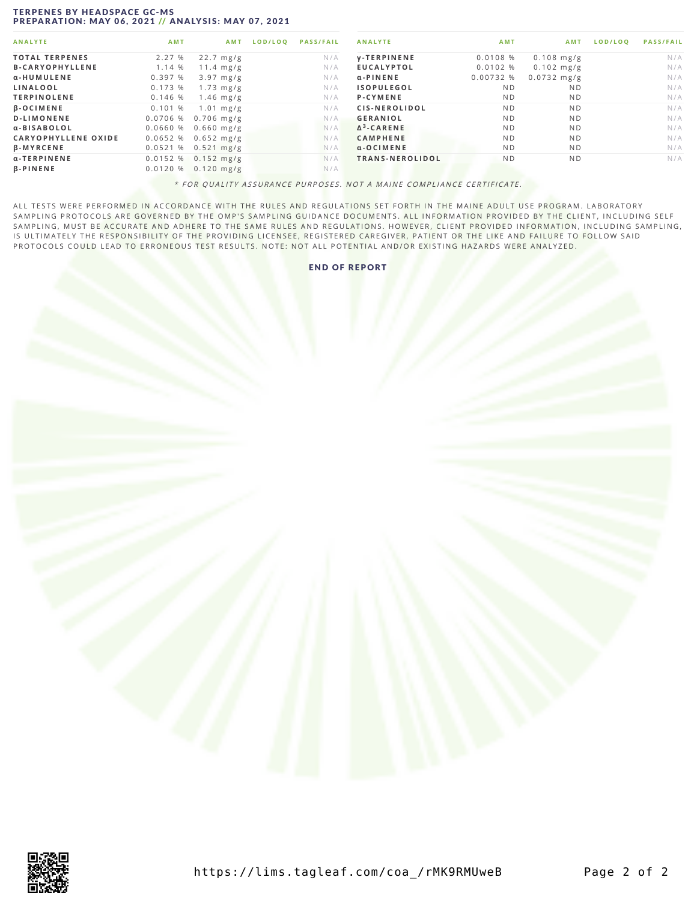## TERPENES BY HEADSPACE GC-MS
## PREPARATION: MAY 06, 2021 // ANALYSIS: MAY 07, 2021

| ANALYTE | AMT | AMT | LOD/LOQ | PASS/FAIL |
|---|---|---|---|---|
| TOTAL TERPENES | 2.27 % | 22.7 mg/g | | N/A |
| B-CARYOPHYLLENE | 1.14 % | 11.4 mg/g | | N/A |
| α-HUMULENE | 0.397 % | 3.97 mg/g | | N/A |
| LINALOOL | 0.173 % | 1.73 mg/g | | N/A |
| TERPINOLENE | 0.146 % | 1.46 mg/g | | N/A |
| β-OCIMENE | 0.101 % | 1.01 mg/g | | N/A |
| D-LIMONENE | 0.0706 % | 0.706 mg/g | | N/A |
| α-BISABOLOL | 0.0660 % | 0.660 mg/g | | N/A |
| CARYOPHYLLENE OXIDE | 0.0652 % | 0.652 mg/g | | N/A |
| β-MYRCENE | 0.0521 % | 0.521 mg/g | | N/A |
| α-TERPINENE | 0.0152 % | 0.152 mg/g | | N/A |
| β-PINENE | 0.0120 % | 0.120 mg/g | | N/A |
| γ-TERPINENE | 0.0108 % | 0.108 mg/g | | N/A |
| EUCALYPTOL | 0.0102 % | 0.102 mg/g | | N/A |
| α-PINENE | 0.00732 % | 0.0732 mg/g | | N/A |
| ISOPULEGOL | ND | ND | | N/A |
| P-CYMENE | ND | ND | | N/A |
| CIS-NEROLIDOL | ND | ND | | N/A |
| GERANIOL | ND | ND | | N/A |
| $\Delta^3$-CARENE | ND | ND | | N/A |
| CAMPHENE | ND | ND | | N/A |
| α-OCIMENE | ND | ND | | N/A |
| TRANS-NEROLIDOL | ND | ND | | N/A |

*\* FOR QUALITY ASSURANCE PURPOSES. NOT A MAINE COMPLIANCE CERTIFICATE.*

ALL TESTS WERE PERFORMED IN ACCORDANCE WITH THE RULES AND REGULATIONS SET FORTH IN THE MAINE ADULT USE PROGRAM. LABORATORY SAMPLING PROTOCOLS ARE GOVERNED BY THE OMP'S SAMPLING GUIDANCE DOCUMENTS. ALL INFORMATION PROVIDED BY THE CLIENT, INCLUDING SELF SAMPLING, MUST BE ACCURATE AND ADHERE TO THE SAME RULES AND REGULATIONS. HOWEVER, CLIENT PROVIDED INFORMATION, INCLUDING SAMPLING, IS ULTIMATELY THE RESPONSIBILITY OF THE PROVIDING LICENSEE, REGISTERED CAREGIVER, PATIENT OR THE LIKE AND FAILURE TO FOLLOW SAID PROTOCOLS COULD LEAD TO ERRONEOUS TEST RESULTS. NOTE: NOT ALL POTENTIAL AND/OR EXISTING HAZARDS WERE ANALYZED.

**END OF REPORT**

https://lims.tagleaf.com/coa_/rMK9RMUweB